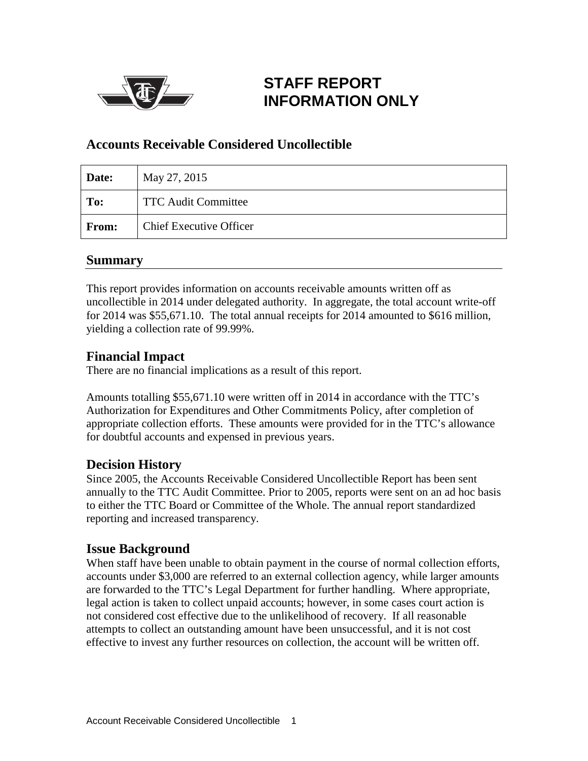# STAFF REPORT
# INFORMATION ONLY

## Accounts Receivable Considered Uncollectible

| Date: | May 27, 2015 |
|---|---|
| To: | TTC Audit Committee |
| From: | Chief Executive Officer |

## Summary

This report provides information on accounts receivable amounts written off as uncollectible in 2014 under delegated authority. In aggregate, the total account write-off for 2014 was $55,671.10. The total annual receipts for 2014 amounted to $616 million, yielding a collection rate of 99.99%.

## Financial Impact

There are no financial implications as a result of this report.

Amounts totalling $55,671.10 were written off in 2014 in accordance with the TTC's Authorization for Expenditures and Other Commitments Policy, after completion of appropriate collection efforts. These amounts were provided for in the TTC's allowance for doubtful accounts and expensed in previous years.

## Decision History

Since 2005, the Accounts Receivable Considered Uncollectible Report has been sent annually to the TTC Audit Committee. Prior to 2005, reports were sent on an ad hoc basis to either the TTC Board or Committee of the Whole. The annual report standardized reporting and increased transparency.

## Issue Background

When staff have been unable to obtain payment in the course of normal collection efforts, accounts under $3,000 are referred to an external collection agency, while larger amounts are forwarded to the TTC's Legal Department for further handling. Where appropriate, legal action is taken to collect unpaid accounts; however, in some cases court action is not considered cost effective due to the unlikelihood of recovery. If all reasonable attempts to collect an outstanding amount have been unsuccessful, and it is not cost effective to invest any further resources on collection, the account will be written off.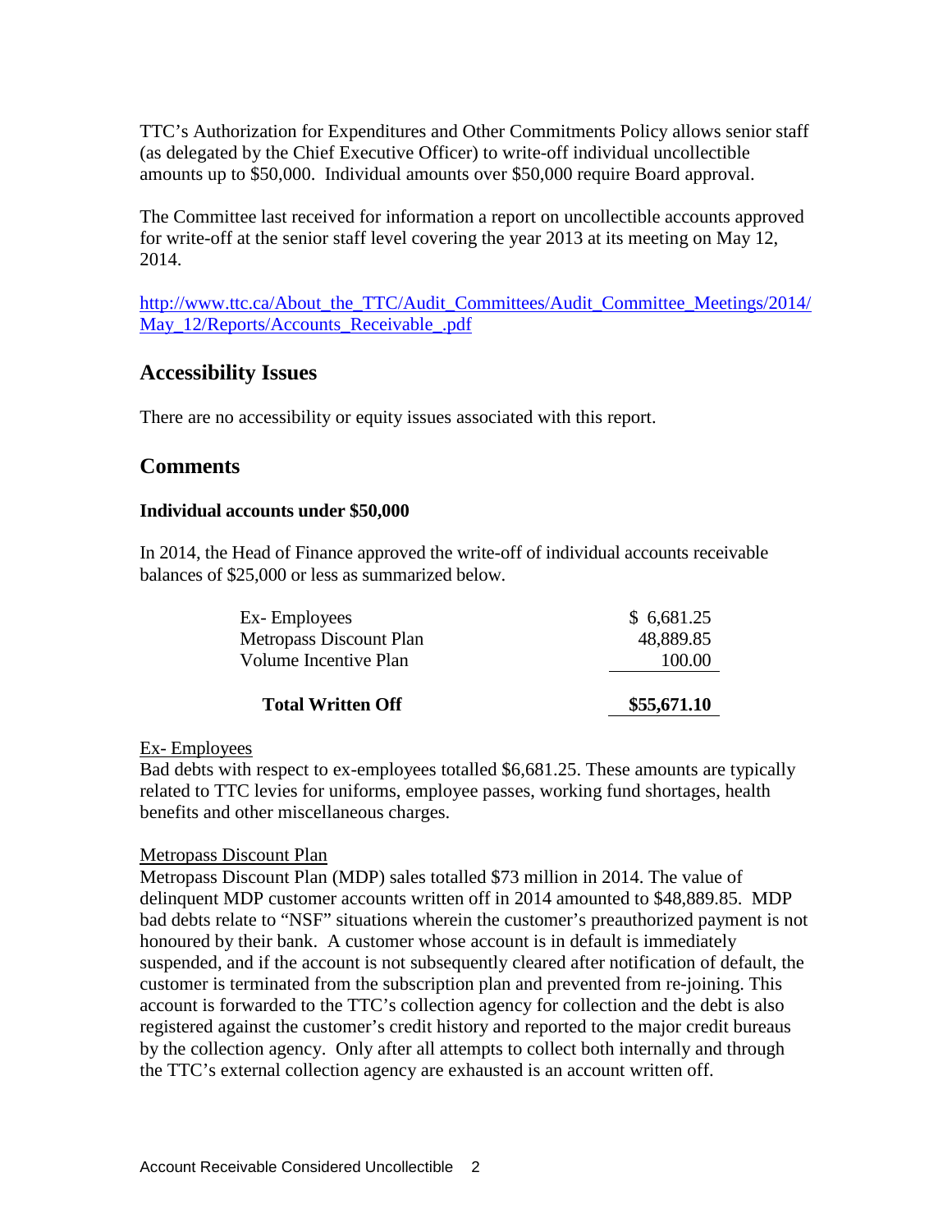TTC's Authorization for Expenditures and Other Commitments Policy allows senior staff (as delegated by the Chief Executive Officer) to write-off individual uncollectible amounts up to $50,000. Individual amounts over $50,000 require Board approval.

The Committee last received for information a report on uncollectible accounts approved for write-off at the senior staff level covering the year 2013 at its meeting on May 12, 2014.

http://www.ttc.ca/About_the_TTC/Audit_Committees/Audit_Committee_Meetings/2014/May_12/Reports/Accounts_Receivable_.pdf

## Accessibility Issues

There are no accessibility or equity issues associated with this report.

## Comments

**Individual accounts under $50,000**

In 2014, the Head of Finance approved the write-off of individual accounts receivable balances of $25,000 or less as summarized below.

| | |
|---|---|
| Ex- Employees | $ 6,681.25 |
| Metropass Discount Plan | 48,889.85 |
| Volume Incentive Plan | 100.00 |
| **Total Written Off** | **$55,671.10** |

Ex- Employees
Bad debts with respect to ex-employees totalled $6,681.25. These amounts are typically related to TTC levies for uniforms, employee passes, working fund shortages, health benefits and other miscellaneous charges.

Metropass Discount Plan
Metropass Discount Plan (MDP) sales totalled $73 million in 2014. The value of delinquent MDP customer accounts written off in 2014 amounted to $48,889.85. MDP bad debts relate to "NSF" situations wherein the customer's preauthorized payment is not honoured by their bank. A customer whose account is in default is immediately suspended, and if the account is not subsequently cleared after notification of default, the customer is terminated from the subscription plan and prevented from re-joining. This account is forwarded to the TTC's collection agency for collection and the debt is also registered against the customer's credit history and reported to the major credit bureaus by the collection agency. Only after all attempts to collect both internally and through the TTC's external collection agency are exhausted is an account written off.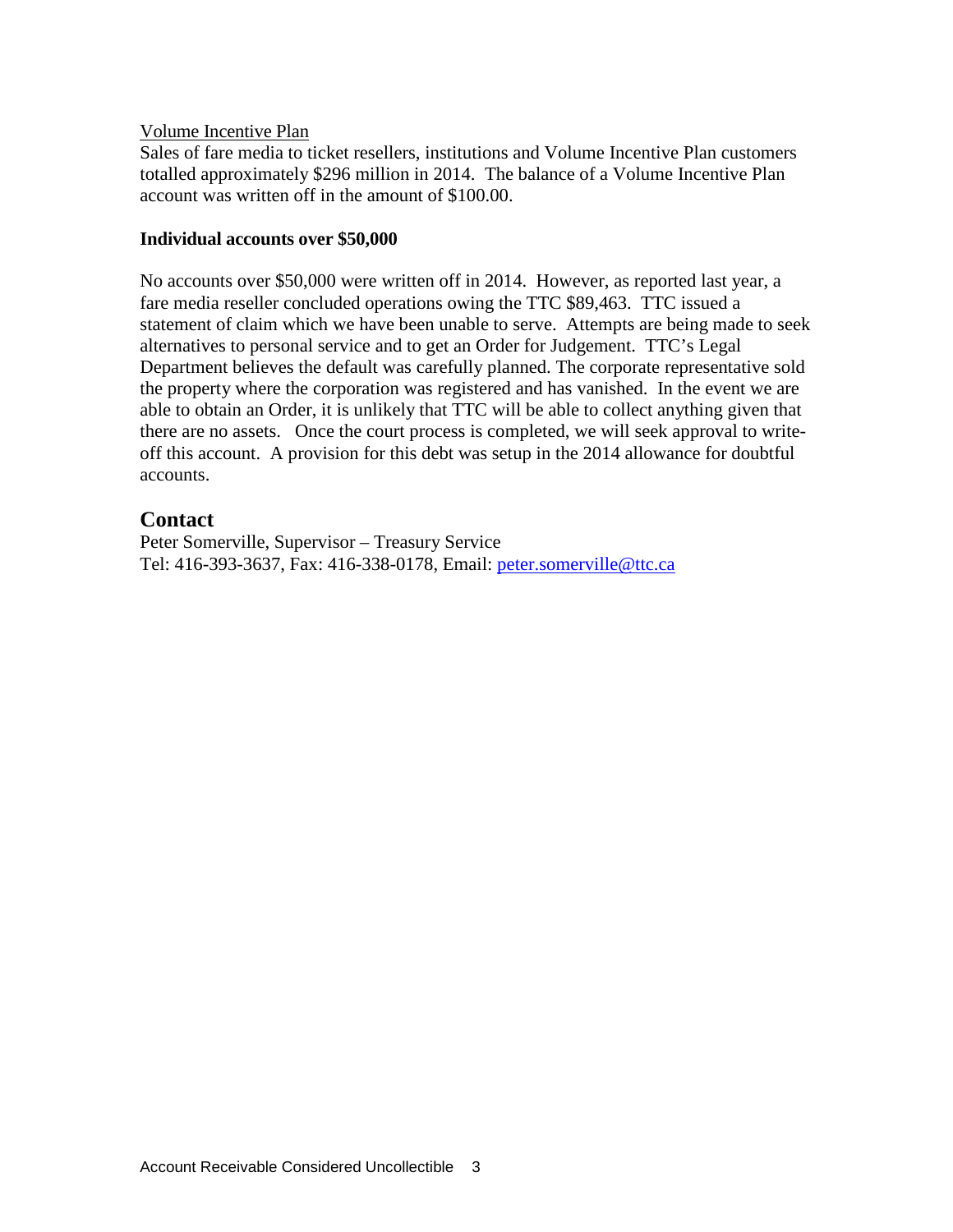Volume Incentive Plan

Sales of fare media to ticket resellers, institutions and Volume Incentive Plan customers totalled approximately $296 million in 2014. The balance of a Volume Incentive Plan account was written off in the amount of $100.00.

**Individual accounts over $50,000**

No accounts over $50,000 were written off in 2014. However, as reported last year, a fare media reseller concluded operations owing the TTC $89,463. TTC issued a statement of claim which we have been unable to serve. Attempts are being made to seek alternatives to personal service and to get an Order for Judgement. TTC's Legal Department believes the default was carefully planned. The corporate representative sold the property where the corporation was registered and has vanished. In the event we are able to obtain an Order, it is unlikely that TTC will be able to collect anything given that there are no assets. Once the court process is completed, we will seek approval to write-off this account. A provision for this debt was setup in the 2014 allowance for doubtful accounts.

## Contact

Peter Somerville, Supervisor – Treasury Service
Tel: 416-393-3637, Fax: 416-338-0178, Email: peter.somerville@ttc.ca